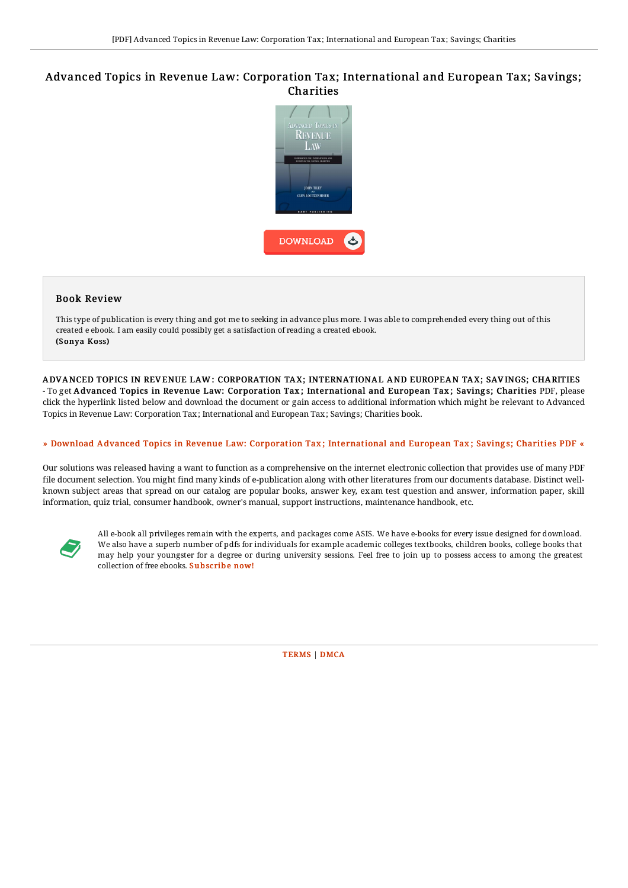# Advanced Topics in Revenue Law: Corporation Tax; International and European Tax; Savings; Charities

DOWNLOAD

## Book Review

This type of publication is every thing and got me to seeking in advance plus more. I was able to comprehended every thing out of this created e ebook. I am easily could possibly get a satisfaction of reading a created ebook.
**(Sonya Koss)**

**ADVANCED TOPICS IN REVENUE LAW: CORPORATION TAX; INTERNATIONAL AND EUROPEAN TAX; SAVINGS; CHARITIES** - To get **Advanced Topics in Revenue Law: Corporation Tax; International and European Tax; Savings; Charities** PDF, please click the hyperlink listed below and download the document or gain access to additional information which might be relevant to Advanced Topics in Revenue Law: Corporation Tax; International and European Tax; Savings; Charities book.

**» Download Advanced Topics in Revenue Law: Corporation Tax; International and European Tax; Savings; Charities PDF «**

Our solutions was released having a want to function as a comprehensive on the internet electronic collection that provides use of many PDF file document selection. You might find many kinds of e-publication along with other literatures from our documents database. Distinct well-known subject areas that spread on our catalog are popular books, answer key, exam test question and answer, information paper, skill information, quiz trial, consumer handbook, owner's manual, support instructions, maintenance handbook, etc.

All e-book all privileges remain with the experts, and packages come ASIS. We have e-books for every issue designed for download. We also have a superb number of pdfs for individuals for example academic colleges textbooks, children books, college books that may help your youngster for a degree or during university sessions. Feel free to join up to possess access to among the greatest collection of free ebooks. **Subscribe now!**

TERMS | DMCA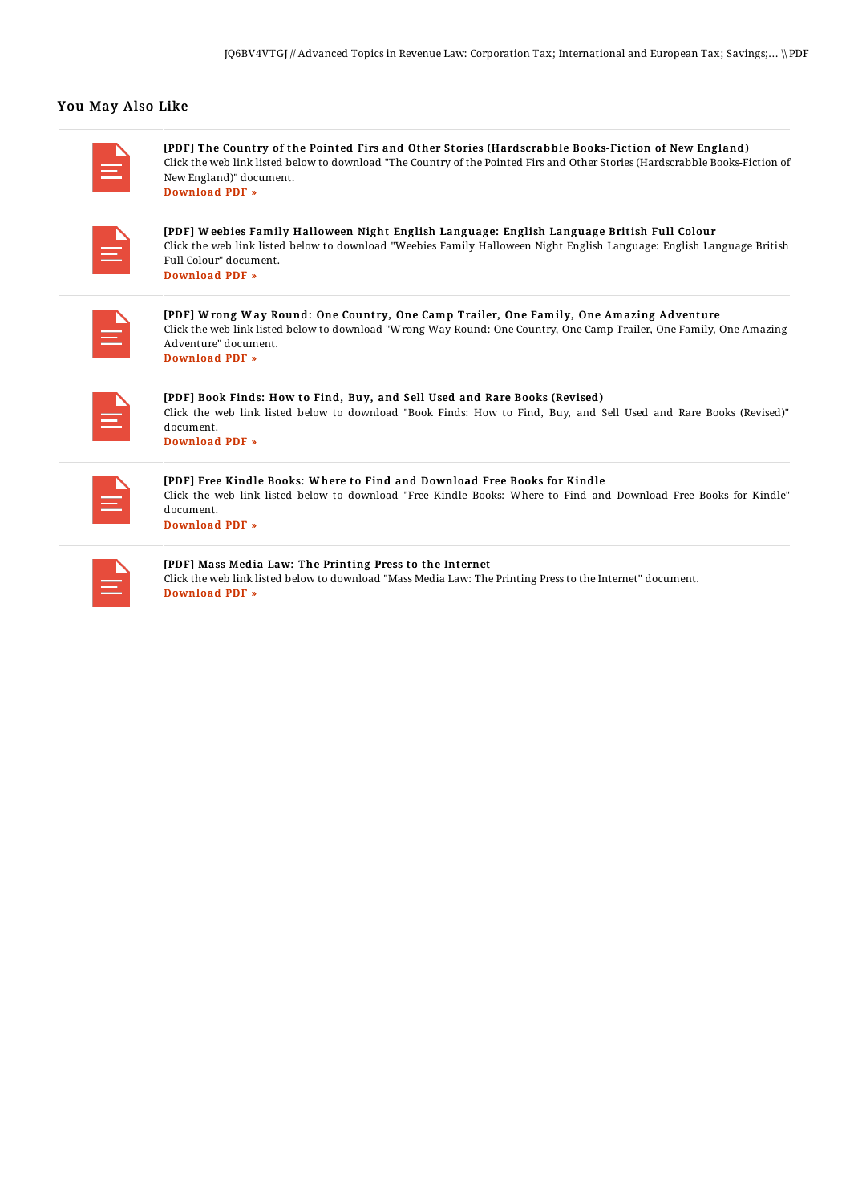## You May Also Like

**[PDF] The Country of the Pointed Firs and Other Stories (Hardscrabble Books-Fiction of New England)**
Click the web link listed below to download "The Country of the Pointed Firs and Other Stories (Hardscrabble Books-Fiction of New England)" document.
Download PDF »

**[PDF] Weebies Family Halloween Night English Language: English Language British Full Colour**
Click the web link listed below to download "Weebies Family Halloween Night English Language: English Language British Full Colour" document.
Download PDF »

**[PDF] Wrong Way Round: One Country, One Camp Trailer, One Family, One Amazing Adventure**
Click the web link listed below to download "Wrong Way Round: One Country, One Camp Trailer, One Family, One Amazing Adventure" document.
Download PDF »

**[PDF] Book Finds: How to Find, Buy, and Sell Used and Rare Books (Revised)**
Click the web link listed below to download "Book Finds: How to Find, Buy, and Sell Used and Rare Books (Revised)" document.
Download PDF »

**[PDF] Free Kindle Books: Where to Find and Download Free Books for Kindle**
Click the web link listed below to download "Free Kindle Books: Where to Find and Download Free Books for Kindle" document.
Download PDF »

**[PDF] Mass Media Law: The Printing Press to the Internet**
Click the web link listed below to download "Mass Media Law: The Printing Press to the Internet" document.
Download PDF »